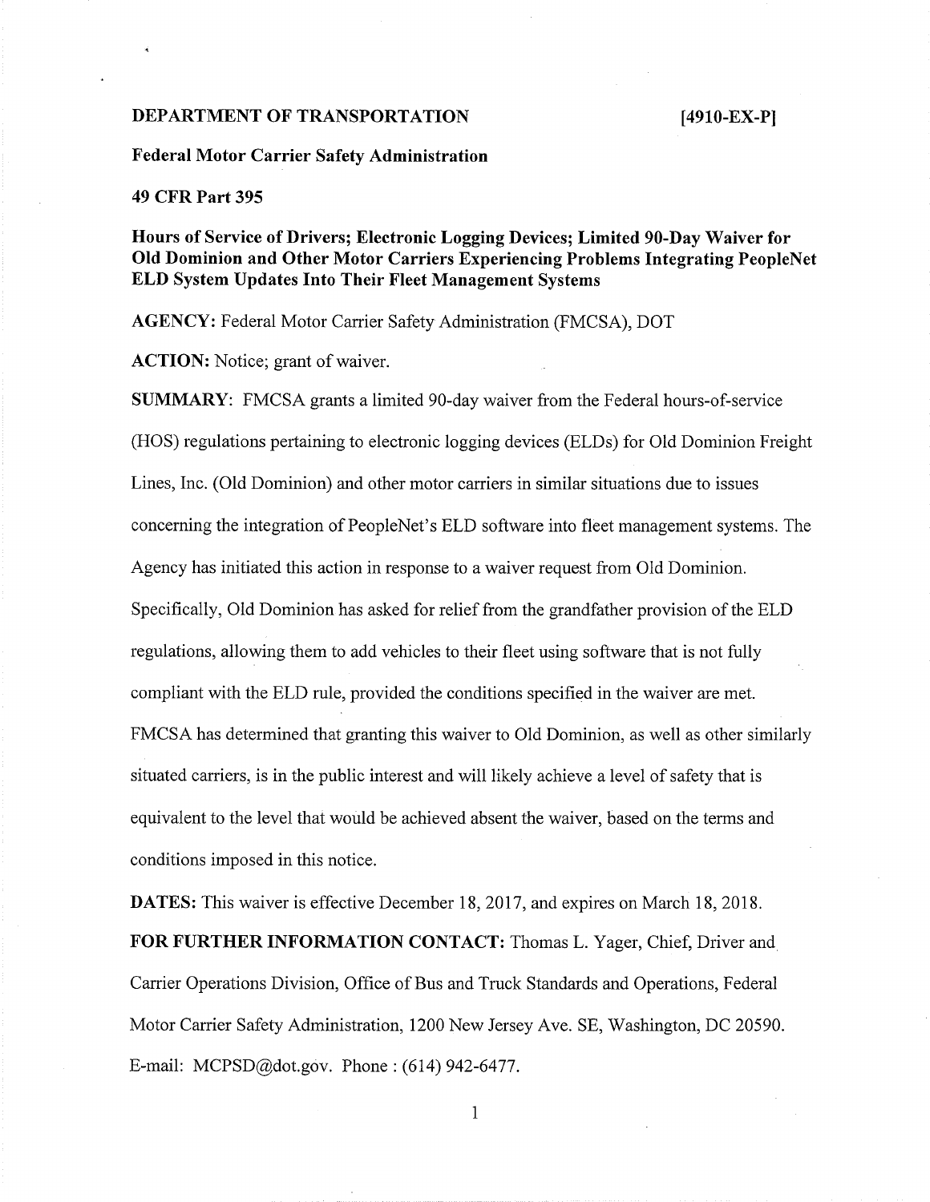**DEPARTMENT OF TRANSPORTATION** **[4910-EX-P]**

**Federal Motor Carrier Safety Administration**

**49 CFR Part 395**

**Hours of Service of Drivers; Electronic Logging Devices; Limited 90-Day Waiver for Old Dominion and Other Motor Carriers Experiencing Problems Integrating PeopleNet ELD System Updates Into Their Fleet Management Systems**

**AGENCY:** Federal Motor Carrier Safety Administration (FMCSA), DOT

**ACTION:** Notice; grant of waiver.

**SUMMARY:** FMCSA grants a limited 90-day waiver from the Federal hours-of-service (HOS) regulations pertaining to electronic logging devices (ELDs) for Old Dominion Freight Lines, Inc. (Old Dominion) and other motor carriers in similar situations due to issues concerning the integration of PeopleNet's ELD software into fleet management systems. The Agency has initiated this action in response to a waiver request from Old Dominion. Specifically, Old Dominion has asked for relief from the grandfather provision of the ELD regulations, allowing them to add vehicles to their fleet using software that is not fully compliant with the ELD rule, provided the conditions specified in the waiver are met. FMCSA has determined that granting this waiver to Old Dominion, as well as other similarly situated carriers, is in the public interest and will likely achieve a level of safety that is equivalent to the level that would be achieved absent the waiver, based on the terms and conditions imposed in this notice.

**DATES:** This waiver is effective December 18, 2017, and expires on March 18, 2018.

**FOR FURTHER INFORMATION CONTACT:** Thomas L. Yager, Chief, Driver and Carrier Operations Division, Office of Bus and Truck Standards and Operations, Federal Motor Carrier Safety Administration, 1200 New Jersey Ave. SE, Washington, DC 20590. E-mail: MCPSD@dot.gov. Phone : (614) 942-6477.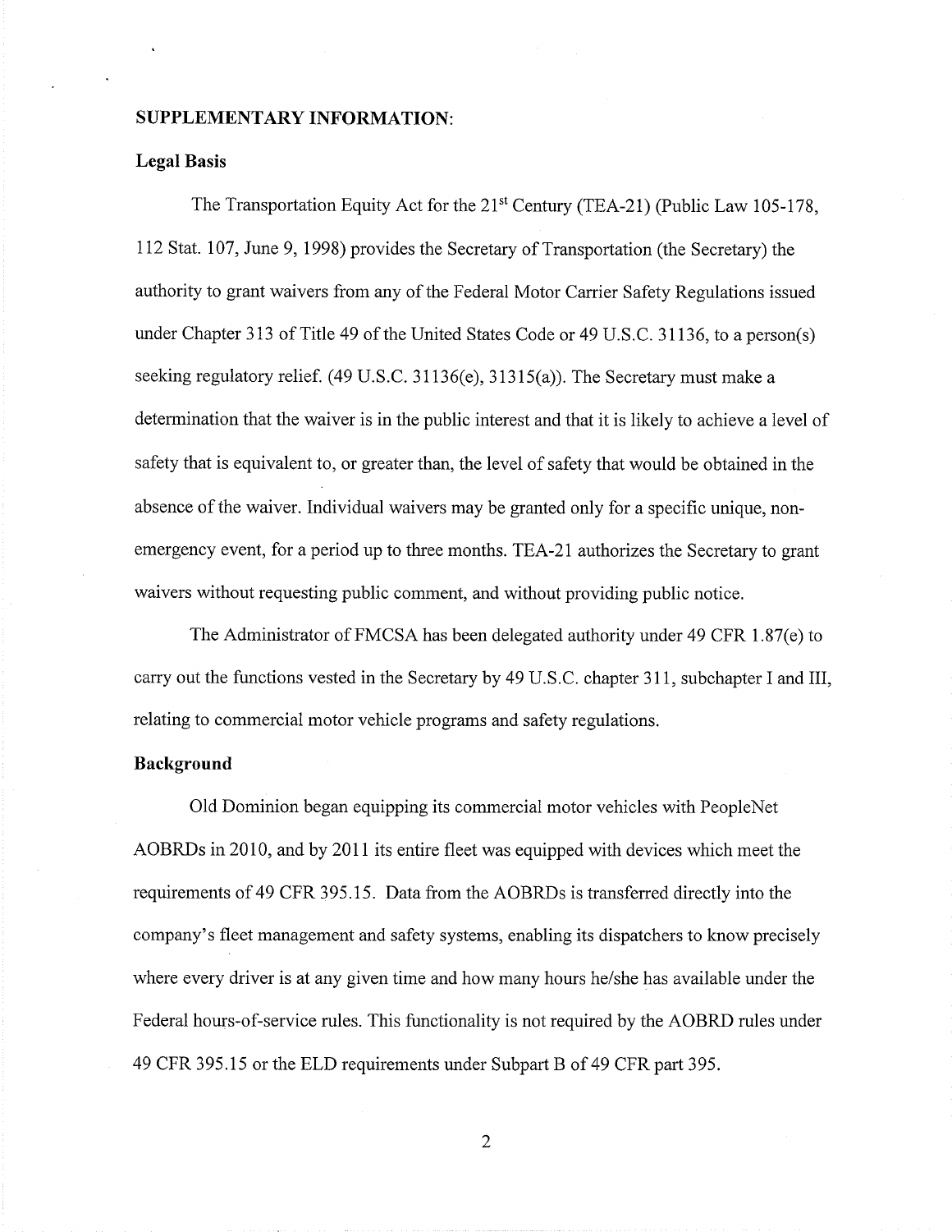**SUPPLEMENTARY INFORMATION:**

**Legal Basis**

The Transportation Equity Act for the 21st Century (TEA-21) (Public Law 105-178, 112 Stat. 107, June 9, 1998) provides the Secretary of Transportation (the Secretary) the authority to grant waivers from any of the Federal Motor Carrier Safety Regulations issued under Chapter 313 of Title 49 of the United States Code or 49 U.S.C. 31136, to a person(s) seeking regulatory relief. (49 U.S.C. 31136(e), 31315(a)). The Secretary must make a determination that the waiver is in the public interest and that it is likely to achieve a level of safety that is equivalent to, or greater than, the level of safety that would be obtained in the absence of the waiver. Individual waivers may be granted only for a specific unique, non-emergency event, for a period up to three months. TEA-21 authorizes the Secretary to grant waivers without requesting public comment, and without providing public notice.

The Administrator of FMCSA has been delegated authority under 49 CFR 1.87(e) to carry out the functions vested in the Secretary by 49 U.S.C. chapter 311, subchapter I and III, relating to commercial motor vehicle programs and safety regulations.

**Background**

Old Dominion began equipping its commercial motor vehicles with PeopleNet AOBRDs in 2010, and by 2011 its entire fleet was equipped with devices which meet the requirements of 49 CFR 395.15. Data from the AOBRDs is transferred directly into the company's fleet management and safety systems, enabling its dispatchers to know precisely where every driver is at any given time and how many hours he/she has available under the Federal hours-of-service rules. This functionality is not required by the AOBRD rules under 49 CFR 395.15 or the ELD requirements under Subpart B of 49 CFR part 395.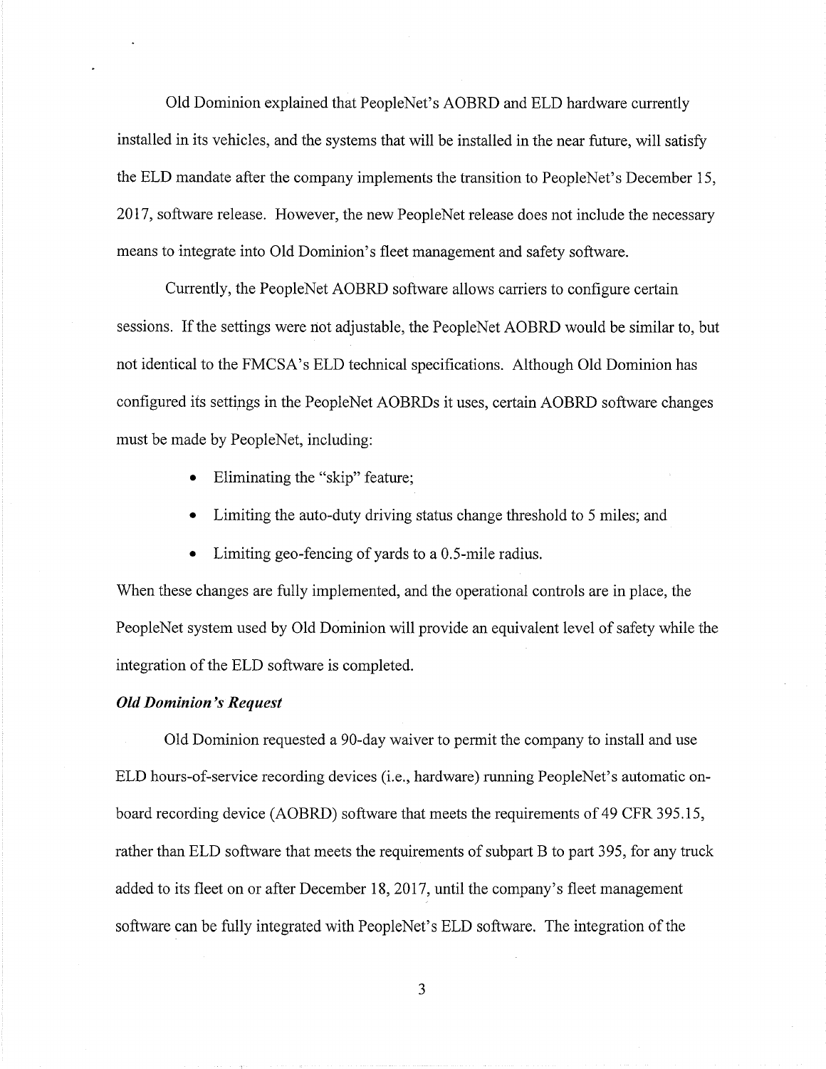Old Dominion explained that PeopleNet's AOBRD and ELD hardware currently installed in its vehicles, and the systems that will be installed in the near future, will satisfy the ELD mandate after the company implements the transition to PeopleNet's December 15, 2017, software release. However, the new PeopleNet release does not include the necessary means to integrate into Old Dominion's fleet management and safety software.

Currently, the PeopleNet AOBRD software allows carriers to configure certain sessions. If the settings were not adjustable, the PeopleNet AOBRD would be similar to, but not identical to the FMCSA's ELD technical specifications. Although Old Dominion has configured its settings in the PeopleNet AOBRDs it uses, certain AOBRD software changes must be made by PeopleNet, including:

- Eliminating the "skip" feature;
- Limiting the auto-duty driving status change threshold to 5 miles; and
- Limiting geo-fencing of yards to a 0.5-mile radius.

When these changes are fully implemented, and the operational controls are in place, the PeopleNet system used by Old Dominion will provide an equivalent level of safety while the integration of the ELD software is completed.

***Old Dominion's Request***

Old Dominion requested a 90-day waiver to permit the company to install and use ELD hours-of-service recording devices (i.e., hardware) running PeopleNet's automatic on-board recording device (AOBRD) software that meets the requirements of 49 CFR 395.15, rather than ELD software that meets the requirements of subpart B to part 395, for any truck added to its fleet on or after December 18, 2017, until the company's fleet management software can be fully integrated with PeopleNet's ELD software. The integration of the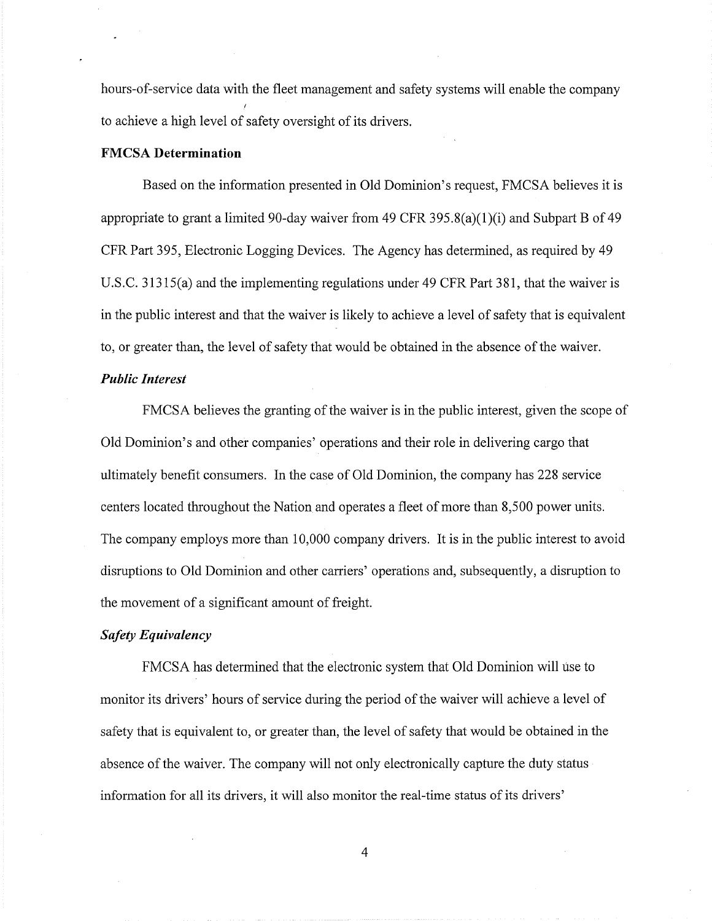hours-of-service data with the fleet management and safety systems will enable the company to achieve a high level of safety oversight of its drivers.

**FMCSA Determination**

Based on the information presented in Old Dominion's request, FMCSA believes it is appropriate to grant a limited 90-day waiver from 49 CFR 395.8(a)(1)(i) and Subpart B of 49 CFR Part 395, Electronic Logging Devices. The Agency has determined, as required by 49 U.S.C. 31315(a) and the implementing regulations under 49 CFR Part 381, that the waiver is in the public interest and that the waiver is likely to achieve a level of safety that is equivalent to, or greater than, the level of safety that would be obtained in the absence of the waiver.

***Public Interest***

FMCSA believes the granting of the waiver is in the public interest, given the scope of Old Dominion's and other companies' operations and their role in delivering cargo that ultimately benefit consumers. In the case of Old Dominion, the company has 228 service centers located throughout the Nation and operates a fleet of more than 8,500 power units. The company employs more than 10,000 company drivers. It is in the public interest to avoid disruptions to Old Dominion and other carriers' operations and, subsequently, a disruption to the movement of a significant amount of freight.

***Safety Equivalency***

FMCSA has determined that the electronic system that Old Dominion will use to monitor its drivers' hours of service during the period of the waiver will achieve a level of safety that is equivalent to, or greater than, the level of safety that would be obtained in the absence of the waiver. The company will not only electronically capture the duty status information for all its drivers, it will also monitor the real-time status of its drivers'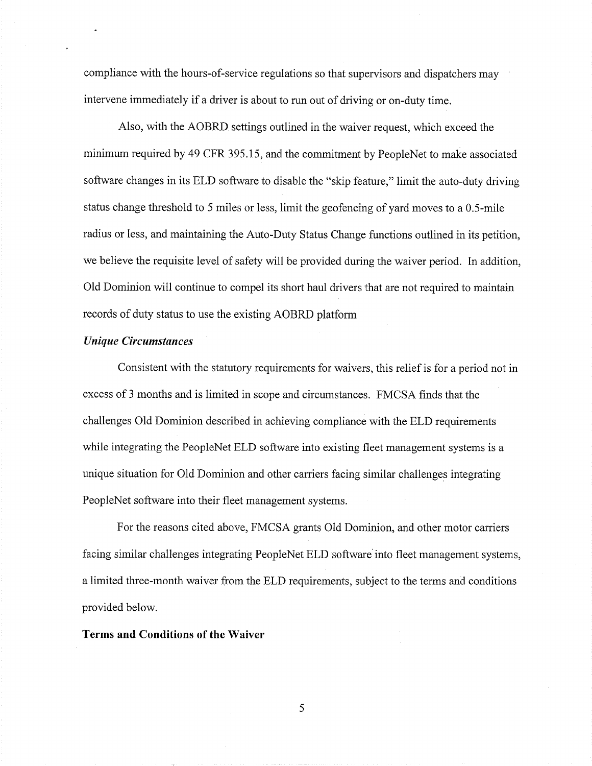compliance with the hours-of-service regulations so that supervisors and dispatchers may intervene immediately if a driver is about to run out of driving or on-duty time.

Also, with the AOBRD settings outlined in the waiver request, which exceed the minimum required by 49 CFR 395.15, and the commitment by PeopleNet to make associated software changes in its ELD software to disable the "skip feature," limit the auto-duty driving status change threshold to 5 miles or less, limit the geofencing of yard moves to a 0.5-mile radius or less, and maintaining the Auto-Duty Status Change functions outlined in its petition, we believe the requisite level of safety will be provided during the waiver period. In addition, Old Dominion will continue to compel its short haul drivers that are not required to maintain records of duty status to use the existing AOBRD platform

***Unique Circumstances***

Consistent with the statutory requirements for waivers, this relief is for a period not in excess of 3 months and is limited in scope and circumstances. FMCSA finds that the challenges Old Dominion described in achieving compliance with the ELD requirements while integrating the PeopleNet ELD software into existing fleet management systems is a unique situation for Old Dominion and other carriers facing similar challenges integrating PeopleNet software into their fleet management systems.

For the reasons cited above, FMCSA grants Old Dominion, and other motor carriers facing similar challenges integrating PeopleNet ELD software into fleet management systems, a limited three-month waiver from the ELD requirements, subject to the terms and conditions provided below.

**Terms and Conditions of the Waiver**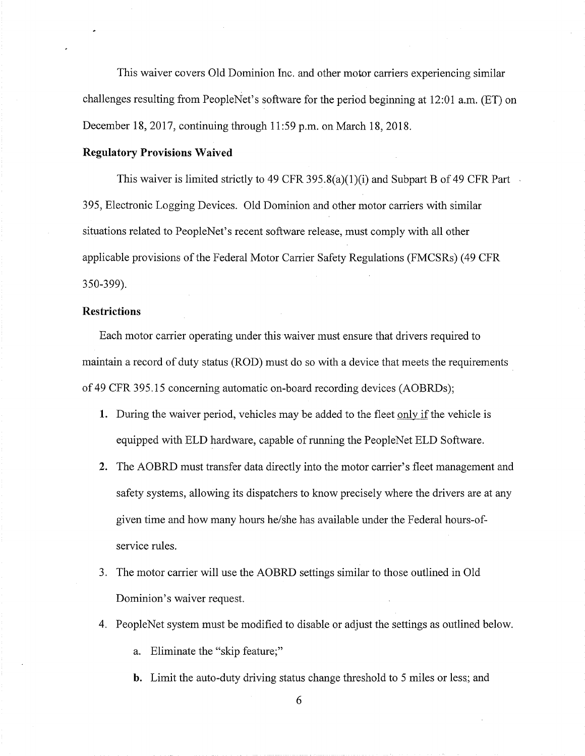This waiver covers Old Dominion Inc. and other motor carriers experiencing similar challenges resulting from PeopleNet's software for the period beginning at 12:01 a.m. (ET) on December 18, 2017, continuing through 11:59 p.m. on March 18, 2018.

**Regulatory Provisions Waived**

This waiver is limited strictly to 49 CFR 395.8(a)(1)(i) and Subpart B of 49 CFR Part 395, Electronic Logging Devices. Old Dominion and other motor carriers with similar situations related to PeopleNet's recent software release, must comply with all other applicable provisions of the Federal Motor Carrier Safety Regulations (FMCSRs) (49 CFR 350-399).

**Restrictions**

Each motor carrier operating under this waiver must ensure that drivers required to maintain a record of duty status (ROD) must do so with a device that meets the requirements of 49 CFR 395.15 concerning automatic on-board recording devices (AOBRDs);

1. During the waiver period, vehicles may be added to the fleet <u>only if</u> the vehicle is equipped with ELD hardware, capable of running the PeopleNet ELD Software.
2. The AOBRD must transfer data directly into the motor carrier's fleet management and safety systems, allowing its dispatchers to know precisely where the drivers are at any given time and how many hours he/she has available under the Federal hours-of-service rules.
3. The motor carrier will use the AOBRD settings similar to those outlined in Old Dominion's waiver request.
4. PeopleNet system must be modified to disable or adjust the settings as outlined below.
   a. Eliminate the "skip feature;"
   b. Limit the auto-duty driving status change threshold to 5 miles or less; and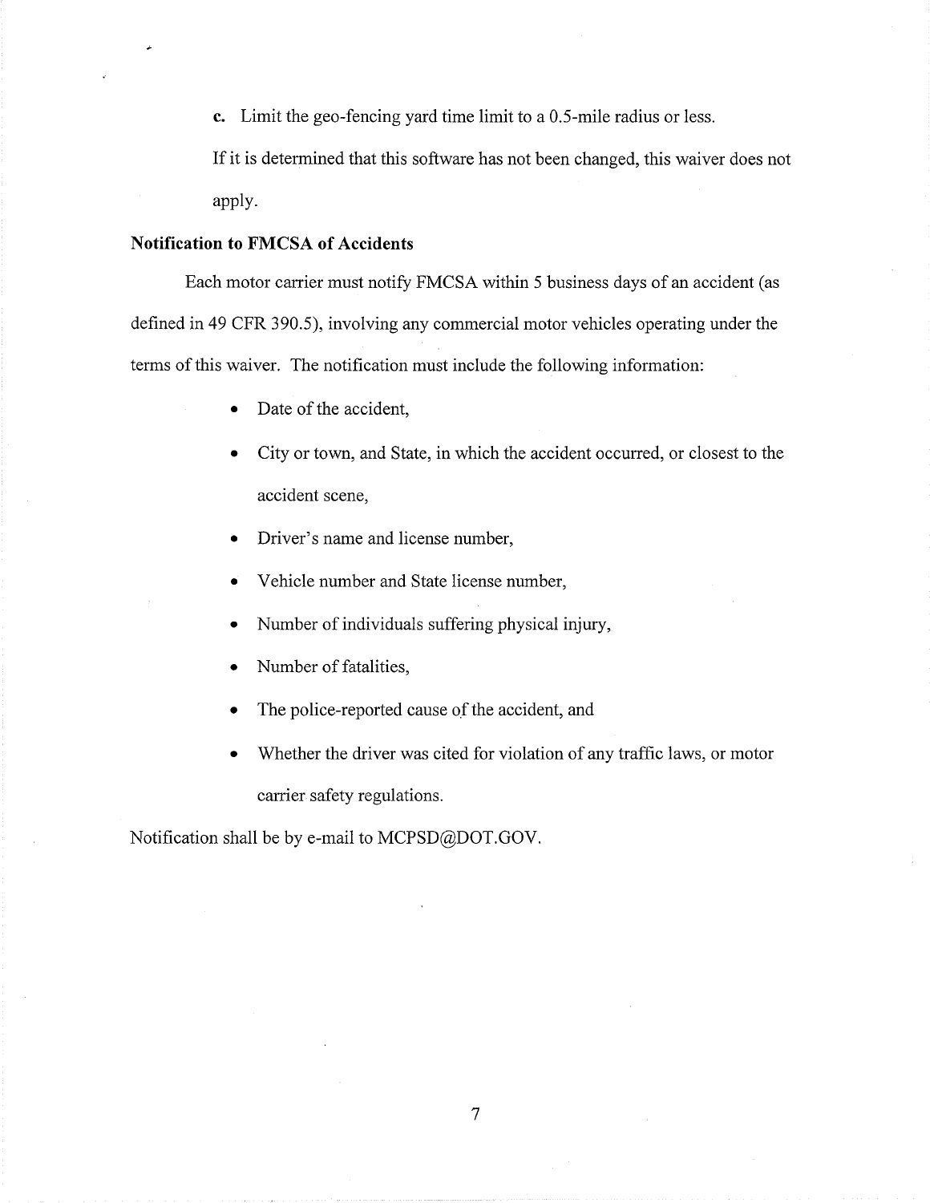c. Limit the geo-fencing yard time limit to a 0.5-mile radius or less.

If it is determined that this software has not been changed, this waiver does not apply.

**Notification to FMCSA of Accidents**

Each motor carrier must notify FMCSA within 5 business days of an accident (as defined in 49 CFR 390.5), involving any commercial motor vehicles operating under the terms of this waiver. The notification must include the following information:

- Date of the accident,
- City or town, and State, in which the accident occurred, or closest to the accident scene,
- Driver's name and license number,
- Vehicle number and State license number,
- Number of individuals suffering physical injury,
- Number of fatalities,
- The police-reported cause of the accident, and
- Whether the driver was cited for violation of any traffic laws, or motor carrier safety regulations.

Notification shall be by e-mail to MCPSD@DOT.GOV.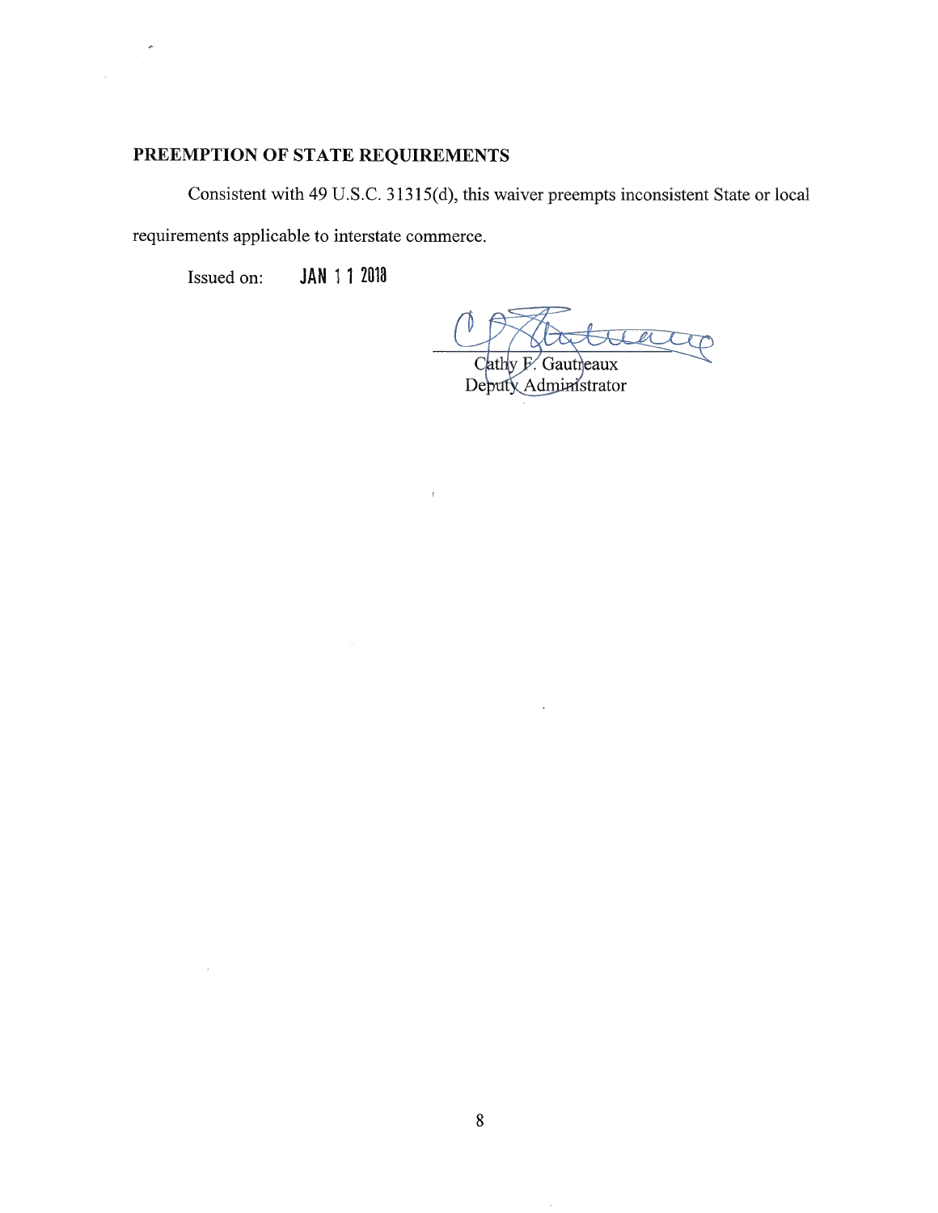## PREEMPTION OF STATE REQUIREMENTS

Consistent with 49 U.S.C. 31315(d), this waiver preempts inconsistent State or local requirements applicable to interstate commerce.

Issued on: **JAN 11 2018**

Cathy F. Gautreaux
Deputy Administrator